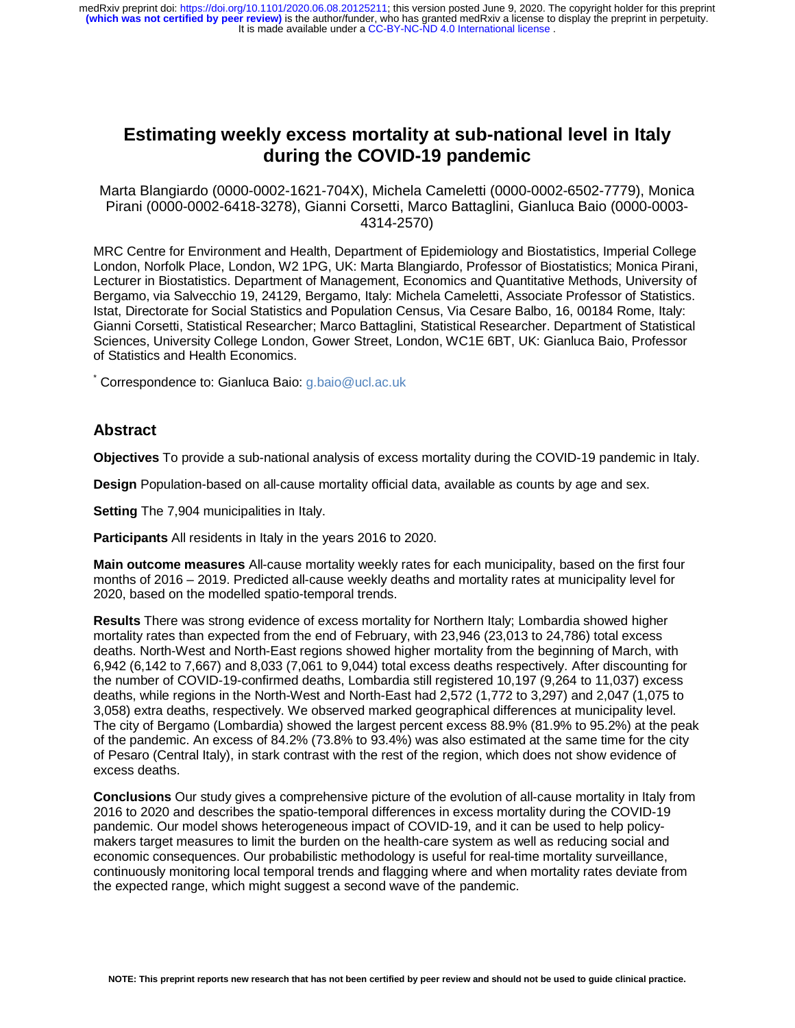# Estimating weekly excess mortality at sub-national level in Italy during the COVID-19 pandemic

Marta Blangiardo (0000-0002-1621-704X), Michela Cameletti (0000-0002-6502-7779), Monica Pirani (0000-0002-6418-3278), Gianni Corsetti, Marco Battaglini, Gianluca Baio (0000-0003-4314-2570)

MRC Centre for Environment and Health, Department of Epidemiology and Biostatistics, Imperial College London, Norfolk Place, London, W2 1PG, UK: Marta Blangiardo, Professor of Biostatistics; Monica Pirani, Lecturer in Biostatistics. Department of Management, Economics and Quantitative Methods, University of Bergamo, via Salvecchio 19, 24129, Bergamo, Italy: Michela Cameletti, Associate Professor of Statistics. Istat, Directorate for Social Statistics and Population Census, Via Cesare Balbo, 16, 00184 Rome, Italy: Gianni Corsetti, Statistical Researcher; Marco Battaglini, Statistical Researcher. Department of Statistical Sciences, University College London, Gower Street, London, WC1E 6BT, UK: Gianluca Baio, Professor of Statistics and Health Economics.

[*] Correspondence to: Gianluca Baio: g.baio@ucl.ac.uk

## Abstract

**Objectives** To provide a sub-national analysis of excess mortality during the COVID-19 pandemic in Italy.

**Design** Population-based on all-cause mortality official data, available as counts by age and sex.

**Setting** The 7,904 municipalities in Italy.

**Participants** All residents in Italy in the years 2016 to 2020.

**Main outcome measures** All-cause mortality weekly rates for each municipality, based on the first four months of 2016 – 2019. Predicted all-cause weekly deaths and mortality rates at municipality level for 2020, based on the modelled spatio-temporal trends.

**Results** There was strong evidence of excess mortality for Northern Italy; Lombardia showed higher mortality rates than expected from the end of February, with 23,946 (23,013 to 24,786) total excess deaths. North-West and North-East regions showed higher mortality from the beginning of March, with 6,942 (6,142 to 7,667) and 8,033 (7,061 to 9,044) total excess deaths respectively. After discounting for the number of COVID-19-confirmed deaths, Lombardia still registered 10,197 (9,264 to 11,037) excess deaths, while regions in the North-West and North-East had 2,572 (1,772 to 3,297) and 2,047 (1,075 to 3,058) extra deaths, respectively. We observed marked geographical differences at municipality level. The city of Bergamo (Lombardia) showed the largest percent excess 88.9% (81.9% to 95.2%) at the peak of the pandemic. An excess of 84.2% (73.8% to 93.4%) was also estimated at the same time for the city of Pesaro (Central Italy), in stark contrast with the rest of the region, which does not show evidence of excess deaths.

**Conclusions** Our study gives a comprehensive picture of the evolution of all-cause mortality in Italy from 2016 to 2020 and describes the spatio-temporal differences in excess mortality during the COVID-19 pandemic. Our model shows heterogeneous impact of COVID-19, and it can be used to help policy-makers target measures to limit the burden on the health-care system as well as reducing social and economic consequences. Our probabilistic methodology is useful for real-time mortality surveillance, continuously monitoring local temporal trends and flagging where and when mortality rates deviate from the expected range, which might suggest a second wave of the pandemic.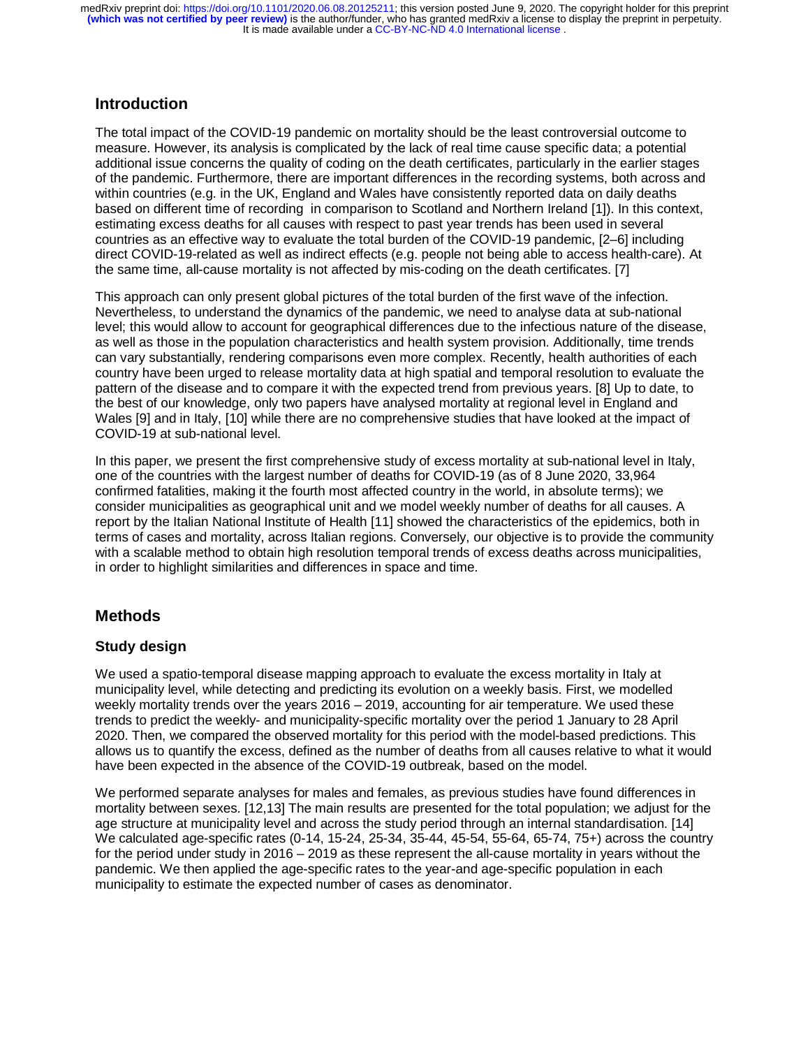## Introduction

The total impact of the COVID-19 pandemic on mortality should be the least controversial outcome to measure. However, its analysis is complicated by the lack of real time cause specific data; a potential additional issue concerns the quality of coding on the death certificates, particularly in the earlier stages of the pandemic. Furthermore, there are important differences in the recording systems, both across and within countries (e.g. in the UK, England and Wales have consistently reported data on daily deaths based on different time of recording in comparison to Scotland and Northern Ireland [1]). In this context, estimating excess deaths for all causes with respect to past year trends has been used in several countries as an effective way to evaluate the total burden of the COVID-19 pandemic, [2–6] including direct COVID-19-related as well as indirect effects (e.g. people not being able to access health-care). At the same time, all-cause mortality is not affected by mis-coding on the death certificates. [7]

This approach can only present global pictures of the total burden of the first wave of the infection. Nevertheless, to understand the dynamics of the pandemic, we need to analyse data at sub-national level; this would allow to account for geographical differences due to the infectious nature of the disease, as well as those in the population characteristics and health system provision. Additionally, time trends can vary substantially, rendering comparisons even more complex. Recently, health authorities of each country have been urged to release mortality data at high spatial and temporal resolution to evaluate the pattern of the disease and to compare it with the expected trend from previous years. [8] Up to date, to the best of our knowledge, only two papers have analysed mortality at regional level in England and Wales [9] and in Italy, [10] while there are no comprehensive studies that have looked at the impact of COVID-19 at sub-national level.

In this paper, we present the first comprehensive study of excess mortality at sub-national level in Italy, one of the countries with the largest number of deaths for COVID-19 (as of 8 June 2020, 33,964 confirmed fatalities, making it the fourth most affected country in the world, in absolute terms); we consider municipalities as geographical unit and we model weekly number of deaths for all causes. A report by the Italian National Institute of Health [11] showed the characteristics of the epidemics, both in terms of cases and mortality, across Italian regions. Conversely, our objective is to provide the community with a scalable method to obtain high resolution temporal trends of excess deaths across municipalities, in order to highlight similarities and differences in space and time.

## Methods

### Study design

We used a spatio-temporal disease mapping approach to evaluate the excess mortality in Italy at municipality level, while detecting and predicting its evolution on a weekly basis. First, we modelled weekly mortality trends over the years 2016 – 2019, accounting for air temperature. We used these trends to predict the weekly- and municipality-specific mortality over the period 1 January to 28 April 2020. Then, we compared the observed mortality for this period with the model-based predictions. This allows us to quantify the excess, defined as the number of deaths from all causes relative to what it would have been expected in the absence of the COVID-19 outbreak, based on the model.

We performed separate analyses for males and females, as previous studies have found differences in mortality between sexes. [12,13] The main results are presented for the total population; we adjust for the age structure at municipality level and across the study period through an internal standardisation. [14] We calculated age-specific rates (0-14, 15-24, 25-34, 35-44, 45-54, 55-64, 65-74, 75+) across the country for the period under study in 2016 – 2019 as these represent the all-cause mortality in years without the pandemic. We then applied the age-specific rates to the year-and age-specific population in each municipality to estimate the expected number of cases as denominator.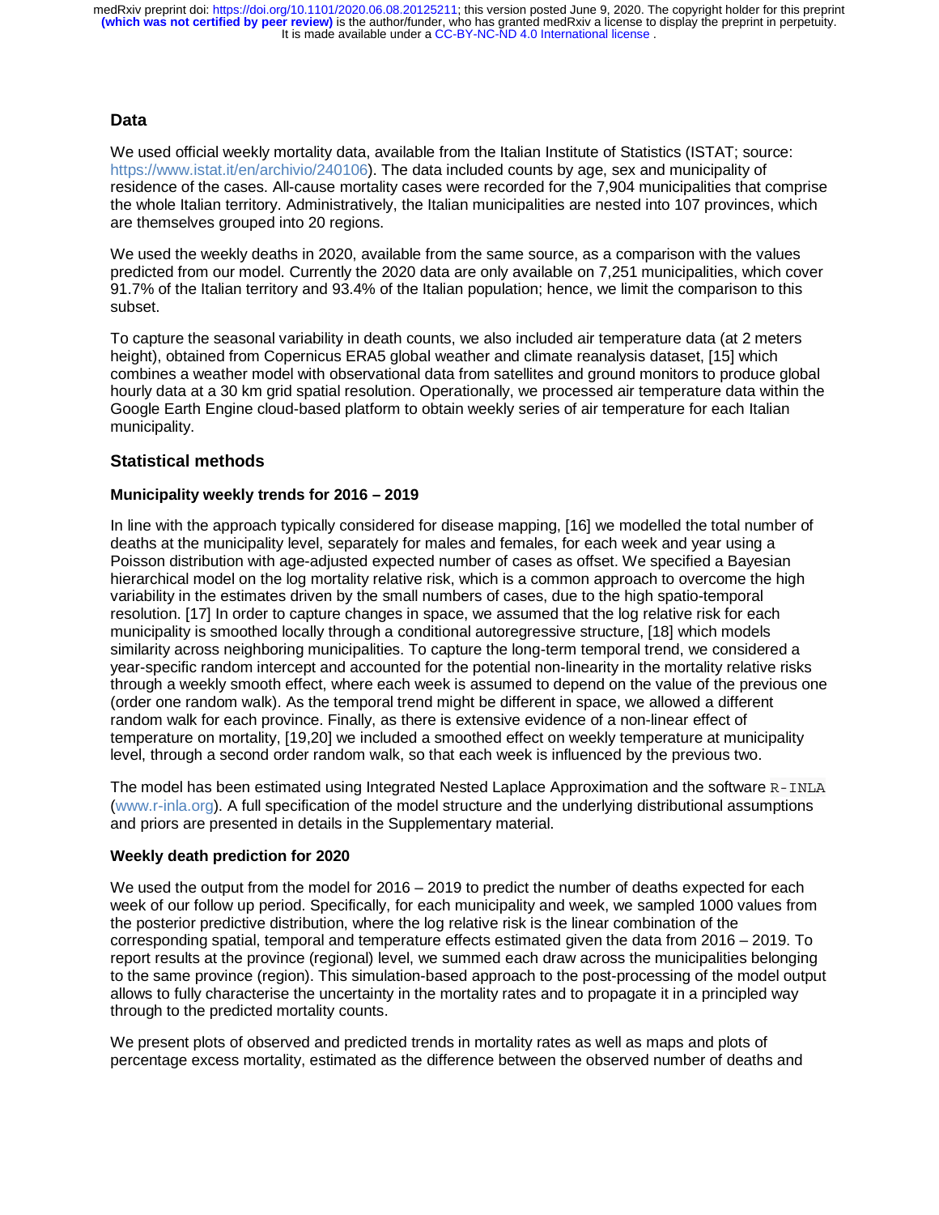### Data

We used official weekly mortality data, available from the Italian Institute of Statistics (ISTAT; source: https://www.istat.it/en/archivio/240106). The data included counts by age, sex and municipality of residence of the cases. All-cause mortality cases were recorded for the 7,904 municipalities that comprise the whole Italian territory. Administratively, the Italian municipalities are nested into 107 provinces, which are themselves grouped into 20 regions.

We used the weekly deaths in 2020, available from the same source, as a comparison with the values predicted from our model. Currently the 2020 data are only available on 7,251 municipalities, which cover 91.7% of the Italian territory and 93.4% of the Italian population; hence, we limit the comparison to this subset.

To capture the seasonal variability in death counts, we also included air temperature data (at 2 meters height), obtained from Copernicus ERA5 global weather and climate reanalysis dataset, [15] which combines a weather model with observational data from satellites and ground monitors to produce global hourly data at a 30 km grid spatial resolution. Operationally, we processed air temperature data within the Google Earth Engine cloud-based platform to obtain weekly series of air temperature for each Italian municipality.

### Statistical methods

#### Municipality weekly trends for 2016 – 2019

In line with the approach typically considered for disease mapping, [16] we modelled the total number of deaths at the municipality level, separately for males and females, for each week and year using a Poisson distribution with age-adjusted expected number of cases as offset. We specified a Bayesian hierarchical model on the log mortality relative risk, which is a common approach to overcome the high variability in the estimates driven by the small numbers of cases, due to the high spatio-temporal resolution. [17] In order to capture changes in space, we assumed that the log relative risk for each municipality is smoothed locally through a conditional autoregressive structure, [18] which models similarity across neighboring municipalities. To capture the long-term temporal trend, we considered a year-specific random intercept and accounted for the potential non-linearity in the mortality relative risks through a weekly smooth effect, where each week is assumed to depend on the value of the previous one (order one random walk). As the temporal trend might be different in space, we allowed a different random walk for each province. Finally, as there is extensive evidence of a non-linear effect of temperature on mortality, [19,20] we included a smoothed effect on weekly temperature at municipality level, through a second order random walk, so that each week is influenced by the previous two.

The model has been estimated using Integrated Nested Laplace Approximation and the software `R-INLA` (www.r-inla.org). A full specification of the model structure and the underlying distributional assumptions and priors are presented in details in the Supplementary material.

#### Weekly death prediction for 2020

We used the output from the model for 2016 – 2019 to predict the number of deaths expected for each week of our follow up period. Specifically, for each municipality and week, we sampled 1000 values from the posterior predictive distribution, where the log relative risk is the linear combination of the corresponding spatial, temporal and temperature effects estimated given the data from 2016 – 2019. To report results at the province (regional) level, we summed each draw across the municipalities belonging to the same province (region). This simulation-based approach to the post-processing of the model output allows to fully characterise the uncertainty in the mortality rates and to propagate it in a principled way through to the predicted mortality counts.

We present plots of observed and predicted trends in mortality rates as well as maps and plots of percentage excess mortality, estimated as the difference between the observed number of deaths and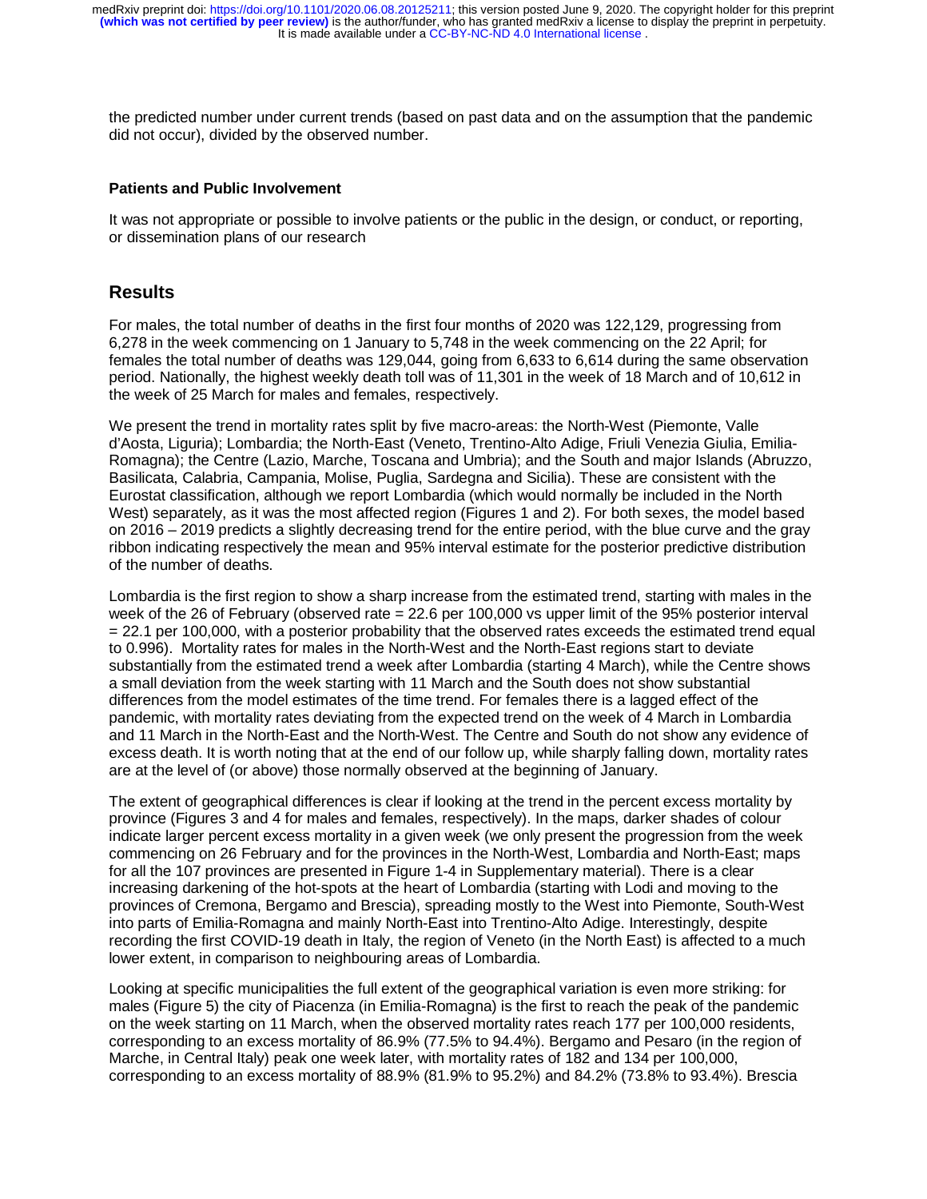the predicted number under current trends (based on past data and on the assumption that the pandemic did not occur), divided by the observed number.

### Patients and Public Involvement

It was not appropriate or possible to involve patients or the public in the design, or conduct, or reporting, or dissemination plans of our research

## Results

For males, the total number of deaths in the first four months of 2020 was 122,129, progressing from 6,278 in the week commencing on 1 January to 5,748 in the week commencing on the 22 April; for females the total number of deaths was 129,044, going from 6,633 to 6,614 during the same observation period. Nationally, the highest weekly death toll was of 11,301 in the week of 18 March and of 10,612 in the week of 25 March for males and females, respectively.

We present the trend in mortality rates split by five macro-areas: the North-West (Piemonte, Valle d'Aosta, Liguria); Lombardia; the North-East (Veneto, Trentino-Alto Adige, Friuli Venezia Giulia, Emilia-Romagna); the Centre (Lazio, Marche, Toscana and Umbria); and the South and major Islands (Abruzzo, Basilicata, Calabria, Campania, Molise, Puglia, Sardegna and Sicilia). These are consistent with the Eurostat classification, although we report Lombardia (which would normally be included in the North West) separately, as it was the most affected region (Figures 1 and 2). For both sexes, the model based on 2016 – 2019 predicts a slightly decreasing trend for the entire period, with the blue curve and the gray ribbon indicating respectively the mean and 95% interval estimate for the posterior predictive distribution of the number of deaths.

Lombardia is the first region to show a sharp increase from the estimated trend, starting with males in the week of the 26 of February (observed rate = 22.6 per 100,000 vs upper limit of the 95% posterior interval = 22.1 per 100,000, with a posterior probability that the observed rates exceeds the estimated trend equal to 0.996). Mortality rates for males in the North-West and the North-East regions start to deviate substantially from the estimated trend a week after Lombardia (starting 4 March), while the Centre shows a small deviation from the week starting with 11 March and the South does not show substantial differences from the model estimates of the time trend. For females there is a lagged effect of the pandemic, with mortality rates deviating from the expected trend on the week of 4 March in Lombardia and 11 March in the North-East and the North-West. The Centre and South do not show any evidence of excess death. It is worth noting that at the end of our follow up, while sharply falling down, mortality rates are at the level of (or above) those normally observed at the beginning of January.

The extent of geographical differences is clear if looking at the trend in the percent excess mortality by province (Figures 3 and 4 for males and females, respectively). In the maps, darker shades of colour indicate larger percent excess mortality in a given week (we only present the progression from the week commencing on 26 February and for the provinces in the North-West, Lombardia and North-East; maps for all the 107 provinces are presented in Figure 1-4 in Supplementary material). There is a clear increasing darkening of the hot-spots at the heart of Lombardia (starting with Lodi and moving to the provinces of Cremona, Bergamo and Brescia), spreading mostly to the West into Piemonte, South-West into parts of Emilia-Romagna and mainly North-East into Trentino-Alto Adige. Interestingly, despite recording the first COVID-19 death in Italy, the region of Veneto (in the North East) is affected to a much lower extent, in comparison to neighbouring areas of Lombardia.

Looking at specific municipalities the full extent of the geographical variation is even more striking: for males (Figure 5) the city of Piacenza (in Emilia-Romagna) is the first to reach the peak of the pandemic on the week starting on 11 March, when the observed mortality rates reach 177 per 100,000 residents, corresponding to an excess mortality of 86.9% (77.5% to 94.4%). Bergamo and Pesaro (in the region of Marche, in Central Italy) peak one week later, with mortality rates of 182 and 134 per 100,000, corresponding to an excess mortality of 88.9% (81.9% to 95.2%) and 84.2% (73.8% to 93.4%). Brescia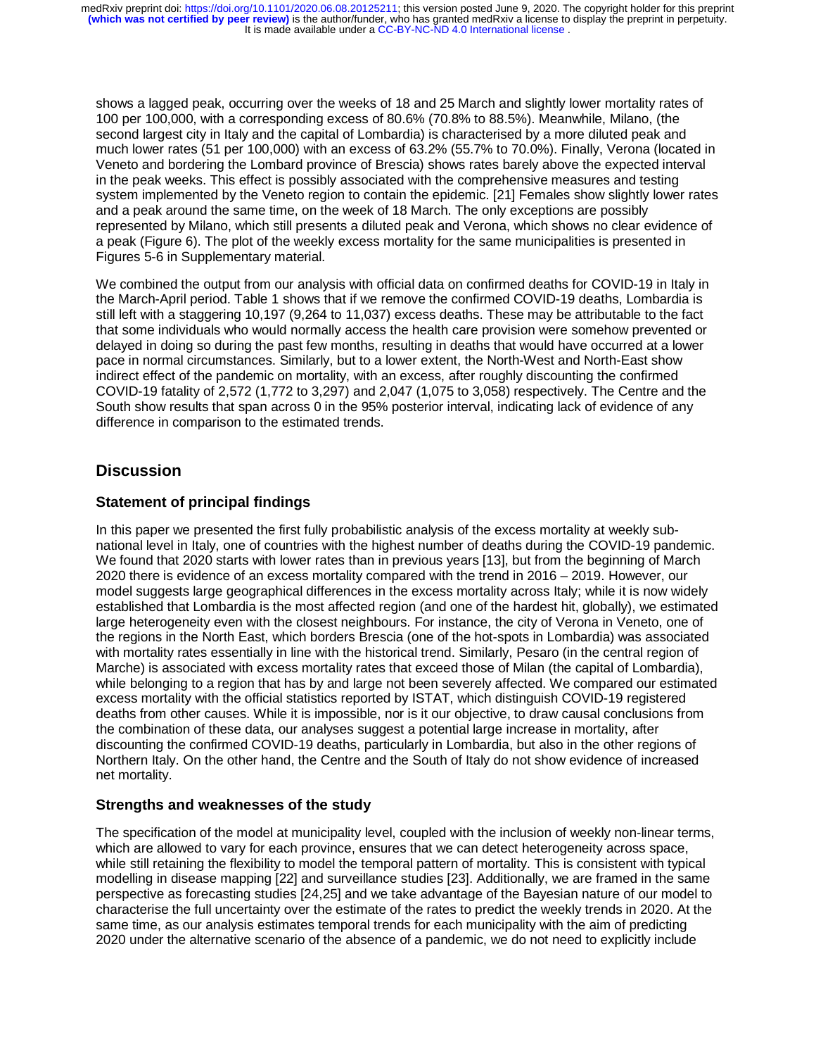shows a lagged peak, occurring over the weeks of 18 and 25 March and slightly lower mortality rates of 100 per 100,000, with a corresponding excess of 80.6% (70.8% to 88.5%). Meanwhile, Milano, (the second largest city in Italy and the capital of Lombardia) is characterised by a more diluted peak and much lower rates (51 per 100,000) with an excess of 63.2% (55.7% to 70.0%). Finally, Verona (located in Veneto and bordering the Lombard province of Brescia) shows rates barely above the expected interval in the peak weeks. This effect is possibly associated with the comprehensive measures and testing system implemented by the Veneto region to contain the epidemic. [21] Females show slightly lower rates and a peak around the same time, on the week of 18 March. The only exceptions are possibly represented by Milano, which still presents a diluted peak and Verona, which shows no clear evidence of a peak (Figure 6). The plot of the weekly excess mortality for the same municipalities is presented in Figures 5-6 in Supplementary material.

We combined the output from our analysis with official data on confirmed deaths for COVID-19 in Italy in the March-April period. Table 1 shows that if we remove the confirmed COVID-19 deaths, Lombardia is still left with a staggering 10,197 (9,264 to 11,037) excess deaths. These may be attributable to the fact that some individuals who would normally access the health care provision were somehow prevented or delayed in doing so during the past few months, resulting in deaths that would have occurred at a lower pace in normal circumstances. Similarly, but to a lower extent, the North-West and North-East show indirect effect of the pandemic on mortality, with an excess, after roughly discounting the confirmed COVID-19 fatality of 2,572 (1,772 to 3,297) and 2,047 (1,075 to 3,058) respectively. The Centre and the South show results that span across 0 in the 95% posterior interval, indicating lack of evidence of any difference in comparison to the estimated trends.

## Discussion

### Statement of principal findings

In this paper we presented the first fully probabilistic analysis of the excess mortality at weekly sub-national level in Italy, one of countries with the highest number of deaths during the COVID-19 pandemic. We found that 2020 starts with lower rates than in previous years [13], but from the beginning of March 2020 there is evidence of an excess mortality compared with the trend in 2016 – 2019. However, our model suggests large geographical differences in the excess mortality across Italy; while it is now widely established that Lombardia is the most affected region (and one of the hardest hit, globally), we estimated large heterogeneity even with the closest neighbours. For instance, the city of Verona in Veneto, one of the regions in the North East, which borders Brescia (one of the hot-spots in Lombardia) was associated with mortality rates essentially in line with the historical trend. Similarly, Pesaro (in the central region of Marche) is associated with excess mortality rates that exceed those of Milan (the capital of Lombardia), while belonging to a region that has by and large not been severely affected. We compared our estimated excess mortality with the official statistics reported by ISTAT, which distinguish COVID-19 registered deaths from other causes. While it is impossible, nor is it our objective, to draw causal conclusions from the combination of these data, our analyses suggest a potential large increase in mortality, after discounting the confirmed COVID-19 deaths, particularly in Lombardia, but also in the other regions of Northern Italy. On the other hand, the Centre and the South of Italy do not show evidence of increased net mortality.

### Strengths and weaknesses of the study

The specification of the model at municipality level, coupled with the inclusion of weekly non-linear terms, which are allowed to vary for each province, ensures that we can detect heterogeneity across space, while still retaining the flexibility to model the temporal pattern of mortality. This is consistent with typical modelling in disease mapping [22] and surveillance studies [23]. Additionally, we are framed in the same perspective as forecasting studies [24,25] and we take advantage of the Bayesian nature of our model to characterise the full uncertainty over the estimate of the rates to predict the weekly trends in 2020. At the same time, as our analysis estimates temporal trends for each municipality with the aim of predicting 2020 under the alternative scenario of the absence of a pandemic, we do not need to explicitly include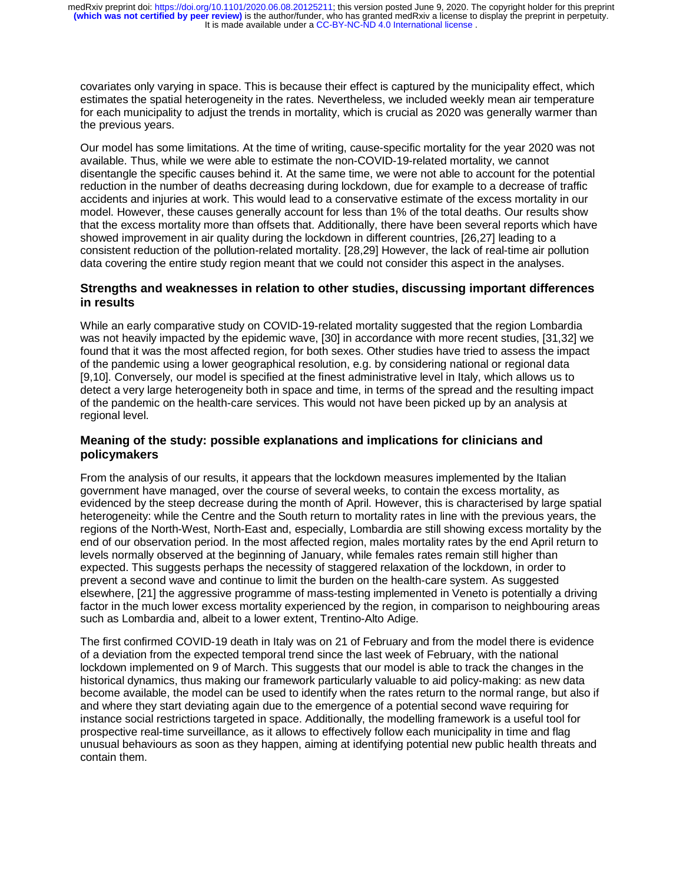covariates only varying in space. This is because their effect is captured by the municipality effect, which estimates the spatial heterogeneity in the rates. Nevertheless, we included weekly mean air temperature for each municipality to adjust the trends in mortality, which is crucial as 2020 was generally warmer than the previous years.

Our model has some limitations. At the time of writing, cause-specific mortality for the year 2020 was not available. Thus, while we were able to estimate the non-COVID-19-related mortality, we cannot disentangle the specific causes behind it. At the same time, we were not able to account for the potential reduction in the number of deaths decreasing during lockdown, due for example to a decrease of traffic accidents and injuries at work. This would lead to a conservative estimate of the excess mortality in our model. However, these causes generally account for less than 1% of the total deaths. Our results show that the excess mortality more than offsets that. Additionally, there have been several reports which have showed improvement in air quality during the lockdown in different countries, [26,27] leading to a consistent reduction of the pollution-related mortality. [28,29] However, the lack of real-time air pollution data covering the entire study region meant that we could not consider this aspect in the analyses.

### Strengths and weaknesses in relation to other studies, discussing important differences in results

While an early comparative study on COVID-19-related mortality suggested that the region Lombardia was not heavily impacted by the epidemic wave, [30] in accordance with more recent studies, [31,32] we found that it was the most affected region, for both sexes. Other studies have tried to assess the impact of the pandemic using a lower geographical resolution, e.g. by considering national or regional data [9,10]. Conversely, our model is specified at the finest administrative level in Italy, which allows us to detect a very large heterogeneity both in space and time, in terms of the spread and the resulting impact of the pandemic on the health-care services. This would not have been picked up by an analysis at regional level.

### Meaning of the study: possible explanations and implications for clinicians and policymakers

From the analysis of our results, it appears that the lockdown measures implemented by the Italian government have managed, over the course of several weeks, to contain the excess mortality, as evidenced by the steep decrease during the month of April. However, this is characterised by large spatial heterogeneity: while the Centre and the South return to mortality rates in line with the previous years, the regions of the North-West, North-East and, especially, Lombardia are still showing excess mortality by the end of our observation period. In the most affected region, males mortality rates by the end April return to levels normally observed at the beginning of January, while females rates remain still higher than expected. This suggests perhaps the necessity of staggered relaxation of the lockdown, in order to prevent a second wave and continue to limit the burden on the health-care system. As suggested elsewhere, [21] the aggressive programme of mass-testing implemented in Veneto is potentially a driving factor in the much lower excess mortality experienced by the region, in comparison to neighbouring areas such as Lombardia and, albeit to a lower extent, Trentino-Alto Adige.

The first confirmed COVID-19 death in Italy was on 21 of February and from the model there is evidence of a deviation from the expected temporal trend since the last week of February, with the national lockdown implemented on 9 of March. This suggests that our model is able to track the changes in the historical dynamics, thus making our framework particularly valuable to aid policy-making: as new data become available, the model can be used to identify when the rates return to the normal range, but also if and where they start deviating again due to the emergence of a potential second wave requiring for instance social restrictions targeted in space. Additionally, the modelling framework is a useful tool for prospective real-time surveillance, as it allows to effectively follow each municipality in time and flag unusual behaviours as soon as they happen, aiming at identifying potential new public health threats and contain them.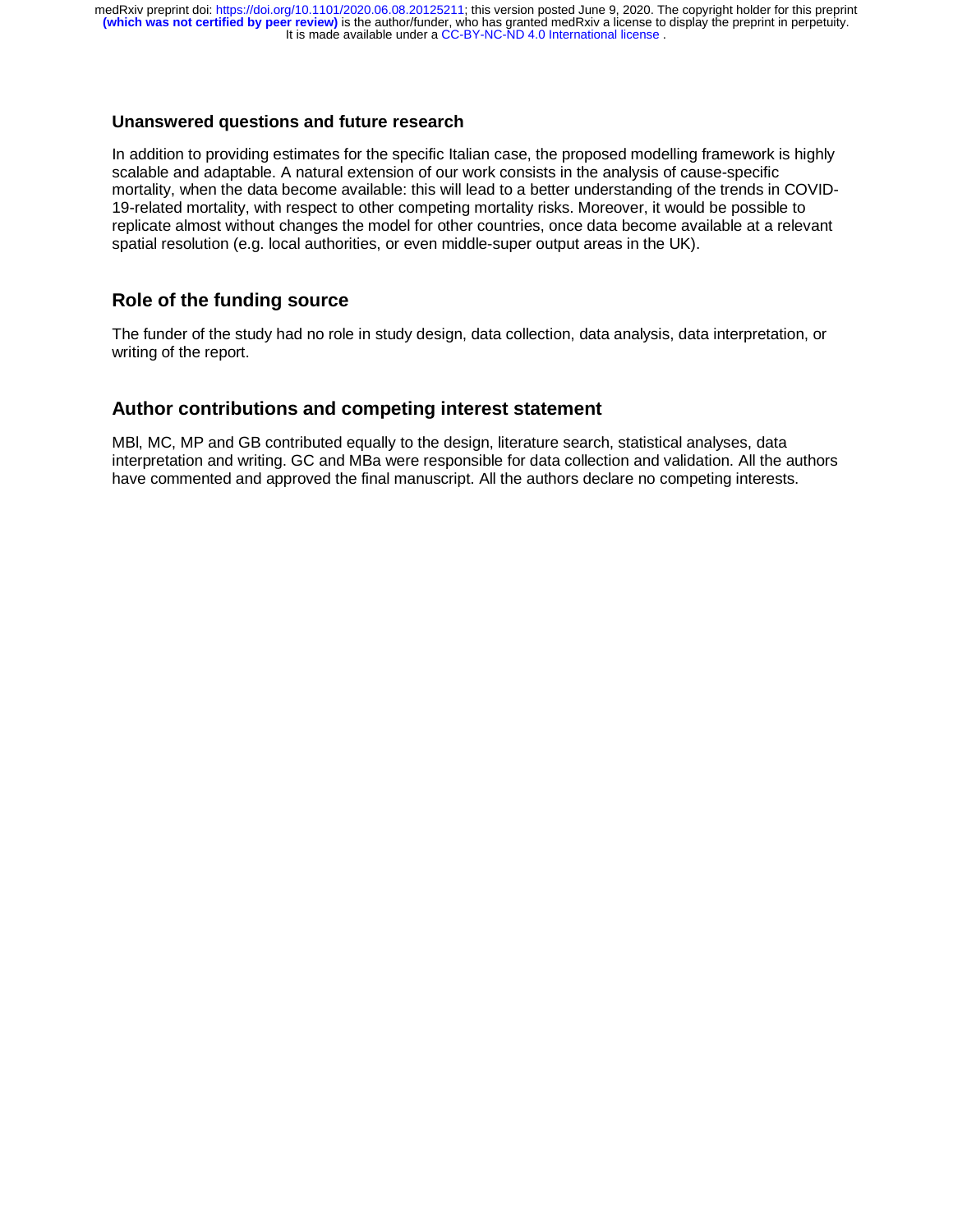### Unanswered questions and future research

In addition to providing estimates for the specific Italian case, the proposed modelling framework is highly scalable and adaptable. A natural extension of our work consists in the analysis of cause-specific mortality, when the data become available: this will lead to a better understanding of the trends in COVID-19-related mortality, with respect to other competing mortality risks. Moreover, it would be possible to replicate almost without changes the model for other countries, once data become available at a relevant spatial resolution (e.g. local authorities, or even middle-super output areas in the UK).

## Role of the funding source

The funder of the study had no role in study design, data collection, data analysis, data interpretation, or writing of the report.

## Author contributions and competing interest statement

MBl, MC, MP and GB contributed equally to the design, literature search, statistical analyses, data interpretation and writing. GC and MBa were responsible for data collection and validation. All the authors have commented and approved the final manuscript. All the authors declare no competing interests.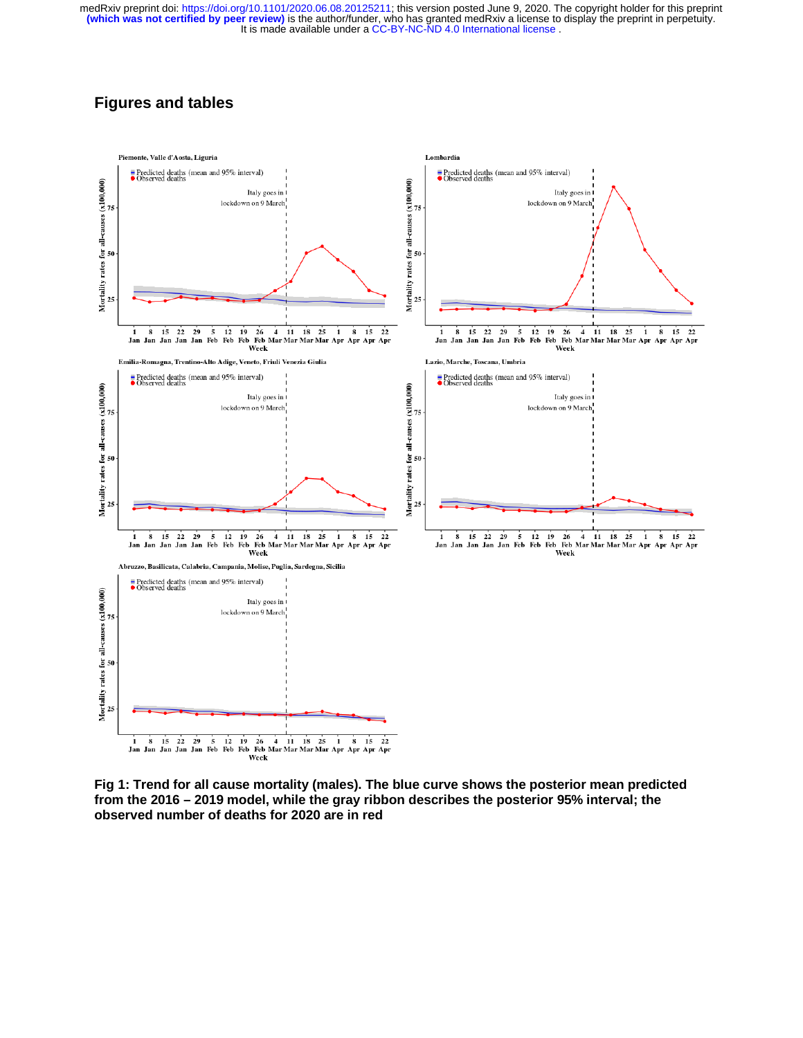## Figures and tables

Fig 1: Trend for all cause mortality (males). The blue curve shows the posterior mean predicted from the 2016 – 2019 model, while the gray ribbon describes the posterior 95% interval; the observed number of deaths for 2020 are in red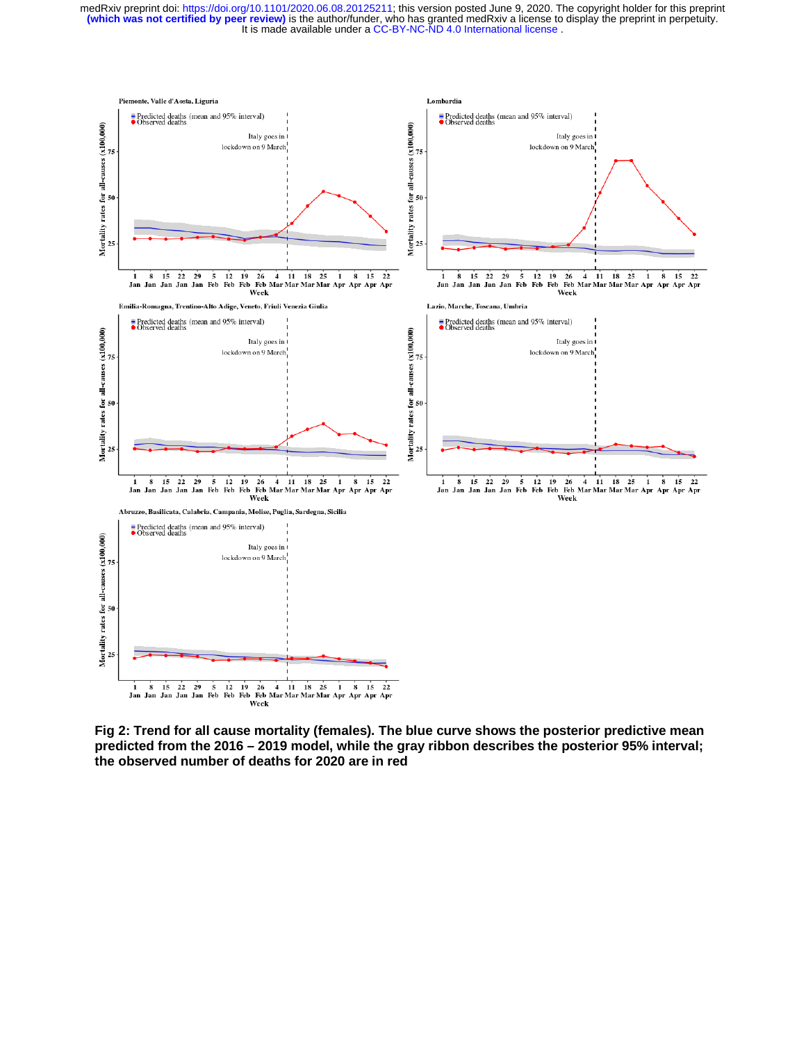**Piemonte, Valle d'Aosta, Liguria**

**Lombardia**

**Emilia-Romagna, Trentino-Alto Adige, Veneto, Friuli Venezia Giulia**

**Lazio, Marche, Toscana, Umbria**

**Abruzzo, Basilicata, Calabria, Campania, Molise, Puglia, Sardegna, Sicilia**

**Fig 2: Trend for all cause mortality (females). The blue curve shows the posterior predictive mean predicted from the 2016 – 2019 model, while the gray ribbon describes the posterior 95% interval; the observed number of deaths for 2020 are in red**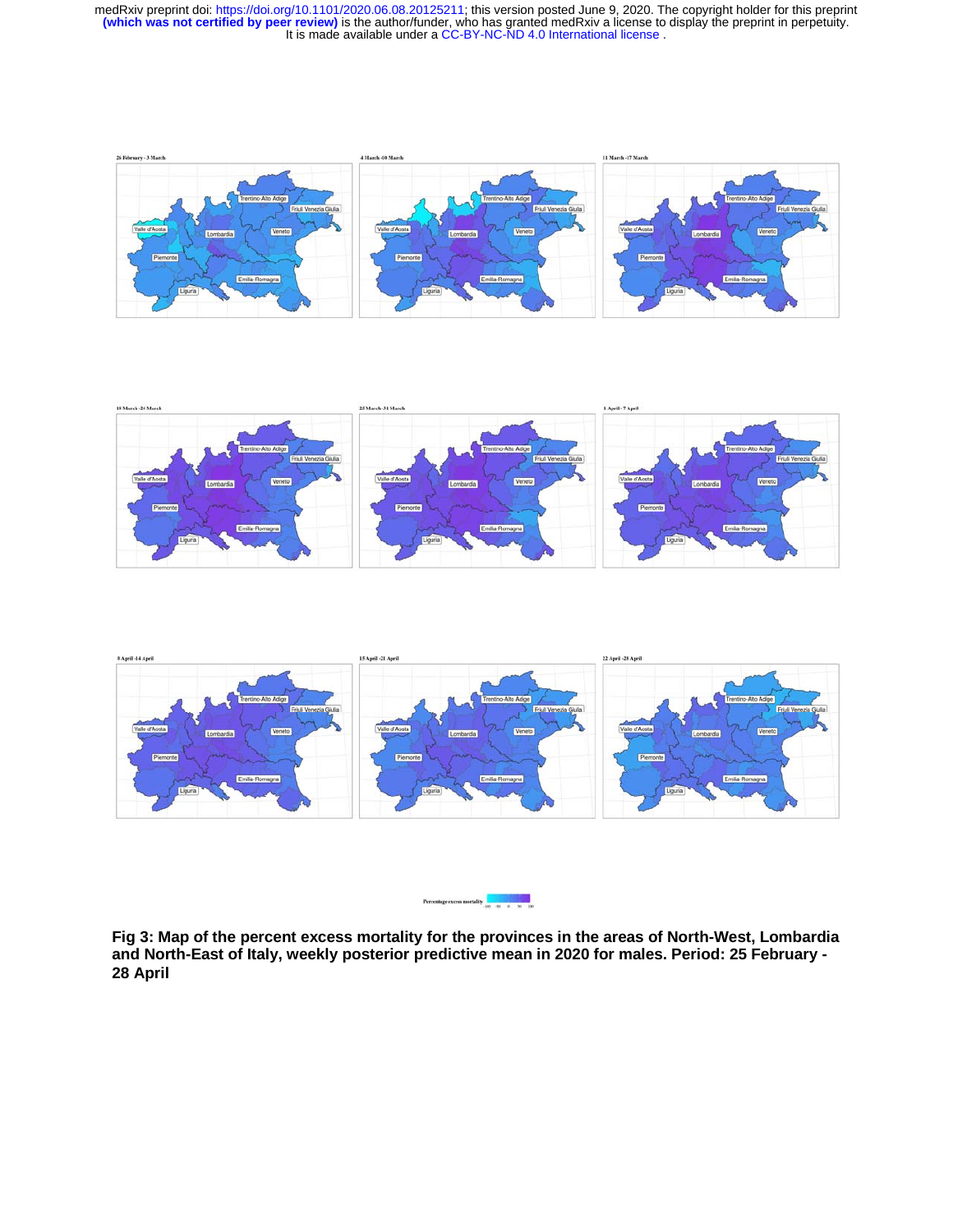**Fig 3: Map of the percent excess mortality for the provinces in the areas of North-West, Lombardia and North-East of Italy, weekly posterior predictive mean in 2020 for males. Period: 25 February - 28 April**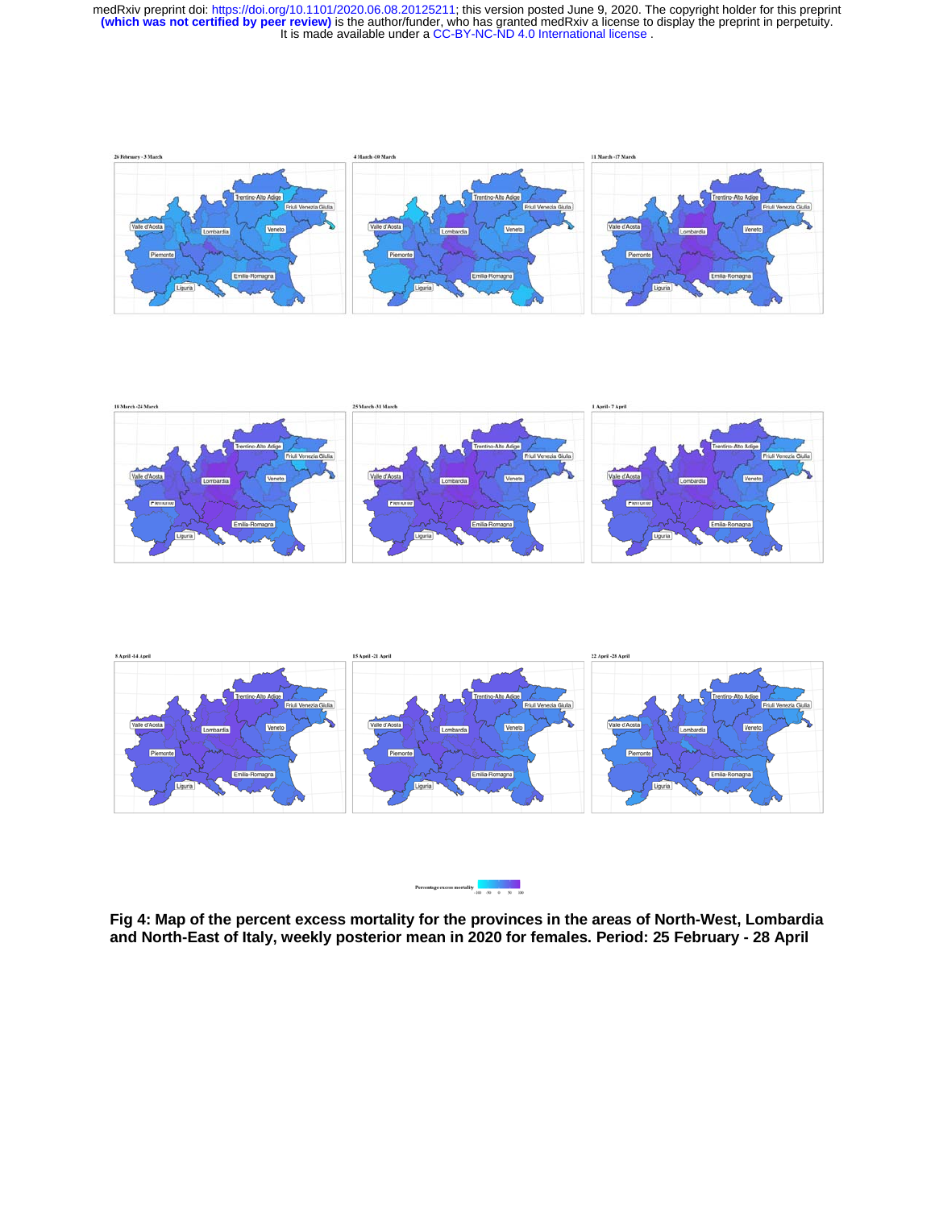**Fig 4: Map of the percent excess mortality for the provinces in the areas of North-West, Lombardia and North-East of Italy, weekly posterior mean in 2020 for females. Period: 25 February - 28 April**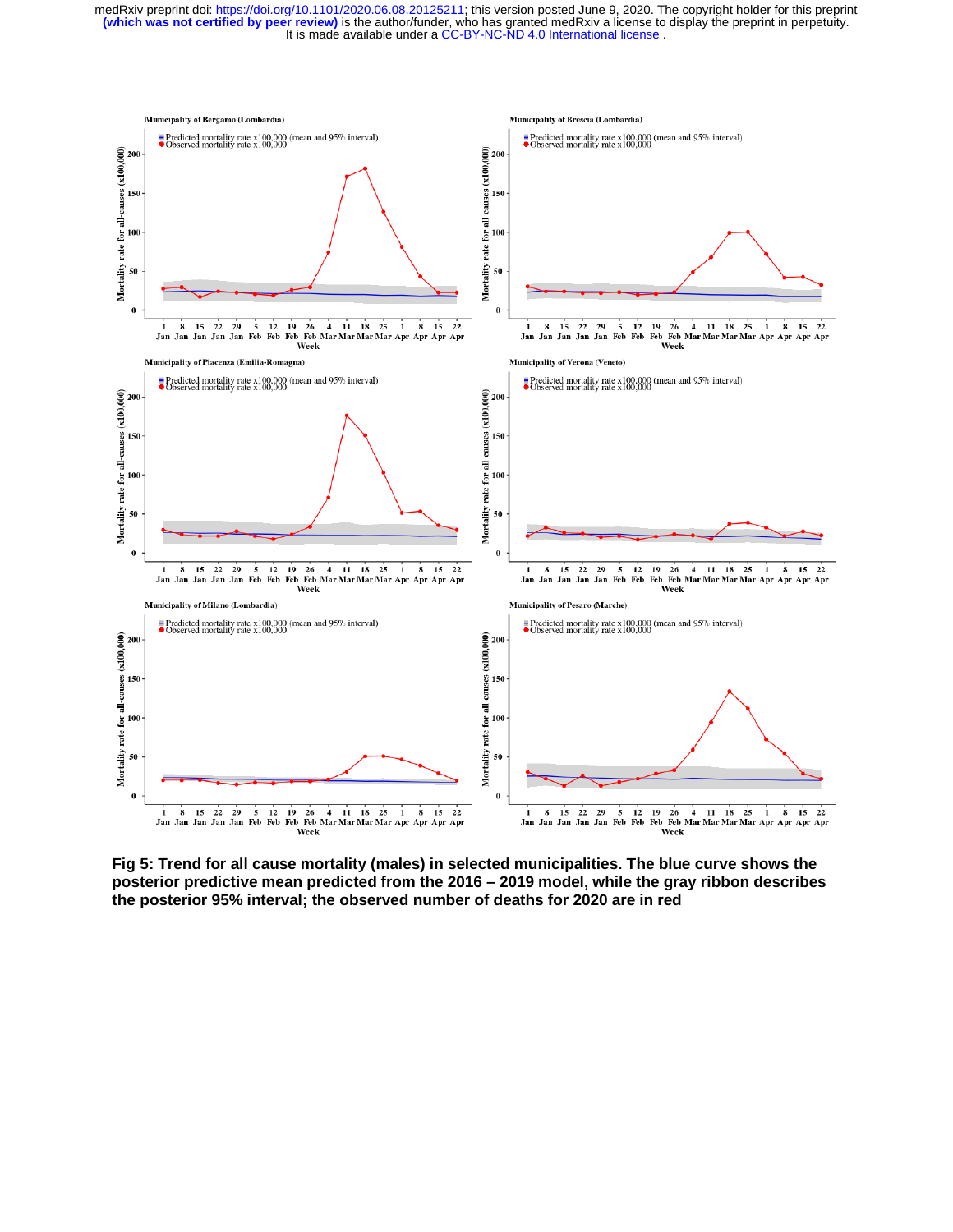Municipality of Bergamo (Lombardia)

Municipality of Brescia (Lombardia)

Municipality of Piacenza (Emilia-Romagna)

Municipality of Verona (Veneto)

Municipality of Milano (Lombardia)

Municipality of Pesaro (Marche)

**Fig 5: Trend for all cause mortality (males) in selected municipalities. The blue curve shows the posterior predictive mean predicted from the 2016 – 2019 model, while the gray ribbon describes the posterior 95% interval; the observed number of deaths for 2020 are in red**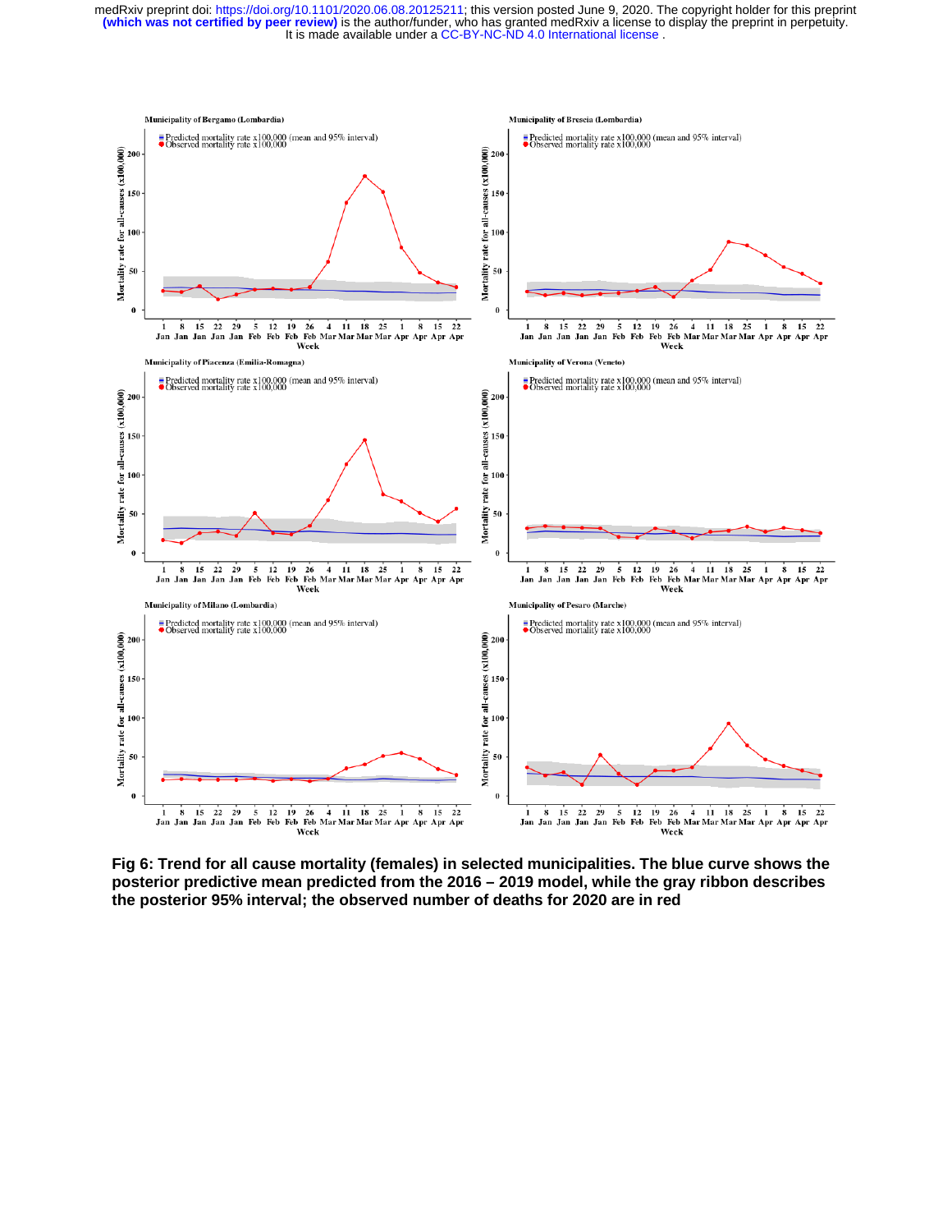Fig 6: Trend for all cause mortality (females) in selected municipalities. The blue curve shows the posterior predictive mean predicted from the 2016 – 2019 model, while the gray ribbon describes the posterior 95% interval; the observed number of deaths for 2020 are in red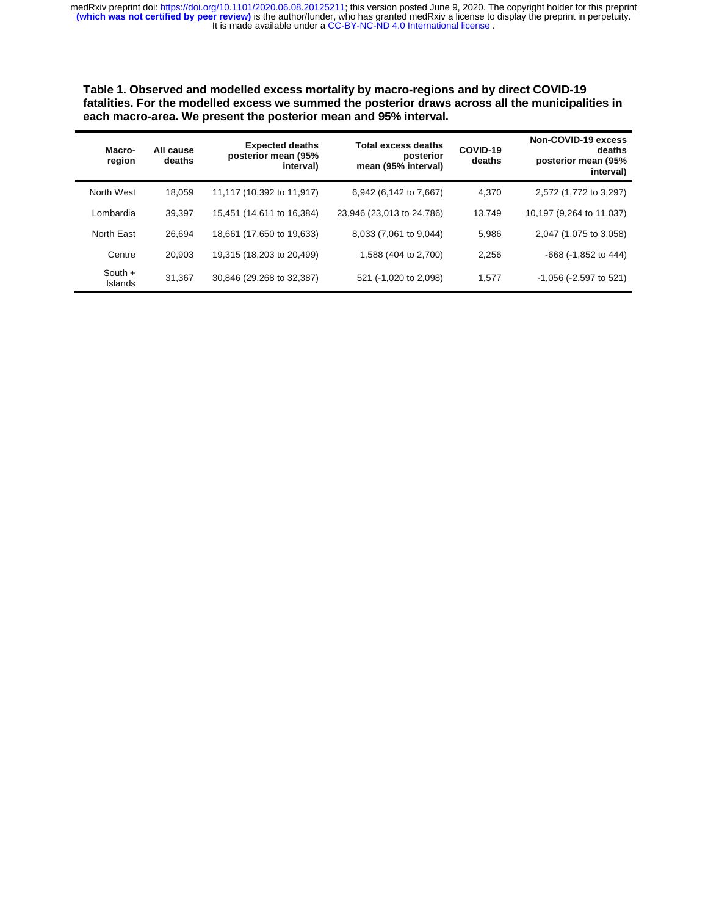**Table 1. Observed and modelled excess mortality by macro-regions and by direct COVID-19 fatalities. For the modelled excess we summed the posterior draws across all the municipalities in each macro-area. We present the posterior mean and 95% interval.**

| Macro-region | All cause deaths | Expected deaths posterior mean (95% interval) | Total excess deaths posterior mean (95% interval) | COVID-19 deaths | Non-COVID-19 excess deaths posterior mean (95% interval) |
|---|---|---|---|---|---|
| North West | 18,059 | 11,117 (10,392 to 11,917) | 6,942 (6,142 to 7,667) | 4,370 | 2,572 (1,772 to 3,297) |
| Lombardia | 39,397 | 15,451 (14,611 to 16,384) | 23,946 (23,013 to 24,786) | 13,749 | 10,197 (9,264 to 11,037) |
| North East | 26,694 | 18,661 (17,650 to 19,633) | 8,033 (7,061 to 9,044) | 5,986 | 2,047 (1,075 to 3,058) |
| Centre | 20,903 | 19,315 (18,203 to 20,499) | 1,588 (404 to 2,700) | 2,256 | -668 (-1,852 to 444) |
| South + Islands | 31,367 | 30,846 (29,268 to 32,387) | 521 (-1,020 to 2,098) | 1,577 | -1,056 (-2,597 to 521) |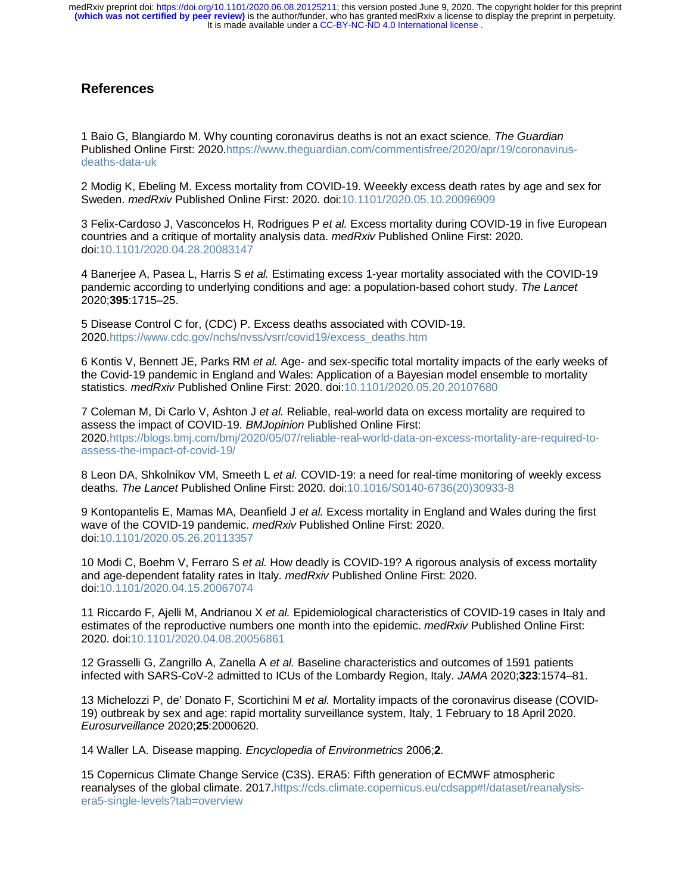## References

1 Baio G, Blangiardo M. Why counting coronavirus deaths is not an exact science. *The Guardian* Published Online First: 2020.https://www.theguardian.com/commentisfree/2020/apr/19/coronavirus-deaths-data-uk

2 Modig K, Ebeling M. Excess mortality from COVID-19. Weeekly excess death rates by age and sex for Sweden. *medRxiv* Published Online First: 2020. doi:10.1101/2020.05.10.20096909

3 Felix-Cardoso J, Vasconcelos H, Rodrigues P *et al.* Excess mortality during COVID-19 in five European countries and a critique of mortality analysis data. *medRxiv* Published Online First: 2020. doi:10.1101/2020.04.28.20083147

4 Banerjee A, Pasea L, Harris S *et al.* Estimating excess 1-year mortality associated with the COVID-19 pandemic according to underlying conditions and age: a population-based cohort study. *The Lancet* 2020;**395**:1715–25.

5 Disease Control C for, (CDC) P. Excess deaths associated with COVID-19. 2020.https://www.cdc.gov/nchs/nvss/vsrr/covid19/excess_deaths.htm

6 Kontis V, Bennett JE, Parks RM *et al.* Age- and sex-specific total mortality impacts of the early weeks of the Covid-19 pandemic in England and Wales: Application of a Bayesian model ensemble to mortality statistics. *medRxiv* Published Online First: 2020. doi:10.1101/2020.05.20.20107680

7 Coleman M, Di Carlo V, Ashton J *et al.* Reliable, real-world data on excess mortality are required to assess the impact of COVID-19. *BMJopinion* Published Online First: 2020.https://blogs.bmj.com/bmj/2020/05/07/reliable-real-world-data-on-excess-mortality-are-required-to-assess-the-impact-of-covid-19/

8 Leon DA, Shkolnikov VM, Smeeth L *et al.* COVID-19: a need for real-time monitoring of weekly excess deaths. *The Lancet* Published Online First: 2020. doi:10.1016/S0140-6736(20)30933-8

9 Kontopantelis E, Mamas MA, Deanfield J *et al.* Excess mortality in England and Wales during the first wave of the COVID-19 pandemic. *medRxiv* Published Online First: 2020. doi:10.1101/2020.05.26.20113357

10 Modi C, Boehm V, Ferraro S *et al.* How deadly is COVID-19? A rigorous analysis of excess mortality and age-dependent fatality rates in Italy. *medRxiv* Published Online First: 2020. doi:10.1101/2020.04.15.20067074

11 Riccardo F, Ajelli M, Andrianou X *et al.* Epidemiological characteristics of COVID-19 cases in Italy and estimates of the reproductive numbers one month into the epidemic. *medRxiv* Published Online First: 2020. doi:10.1101/2020.04.08.20056861

12 Grasselli G, Zangrillo A, Zanella A *et al.* Baseline characteristics and outcomes of 1591 patients infected with SARS-CoV-2 admitted to ICUs of the Lombardy Region, Italy. *JAMA* 2020;**323**:1574–81.

13 Michelozzi P, de' Donato F, Scortichini M *et al.* Mortality impacts of the coronavirus disease (COVID-19) outbreak by sex and age: rapid mortality surveillance system, Italy, 1 February to 18 April 2020. *Eurosurveillance* 2020;**25**:2000620.

14 Waller LA. Disease mapping. *Encyclopedia of Environmetrics* 2006;**2**.

15 Copernicus Climate Change Service (C3S). ERA5: Fifth generation of ECMWF atmospheric reanalyses of the global climate. 2017.https://cds.climate.copernicus.eu/cdsapp#!/dataset/reanalysis-era5-single-levels?tab=overview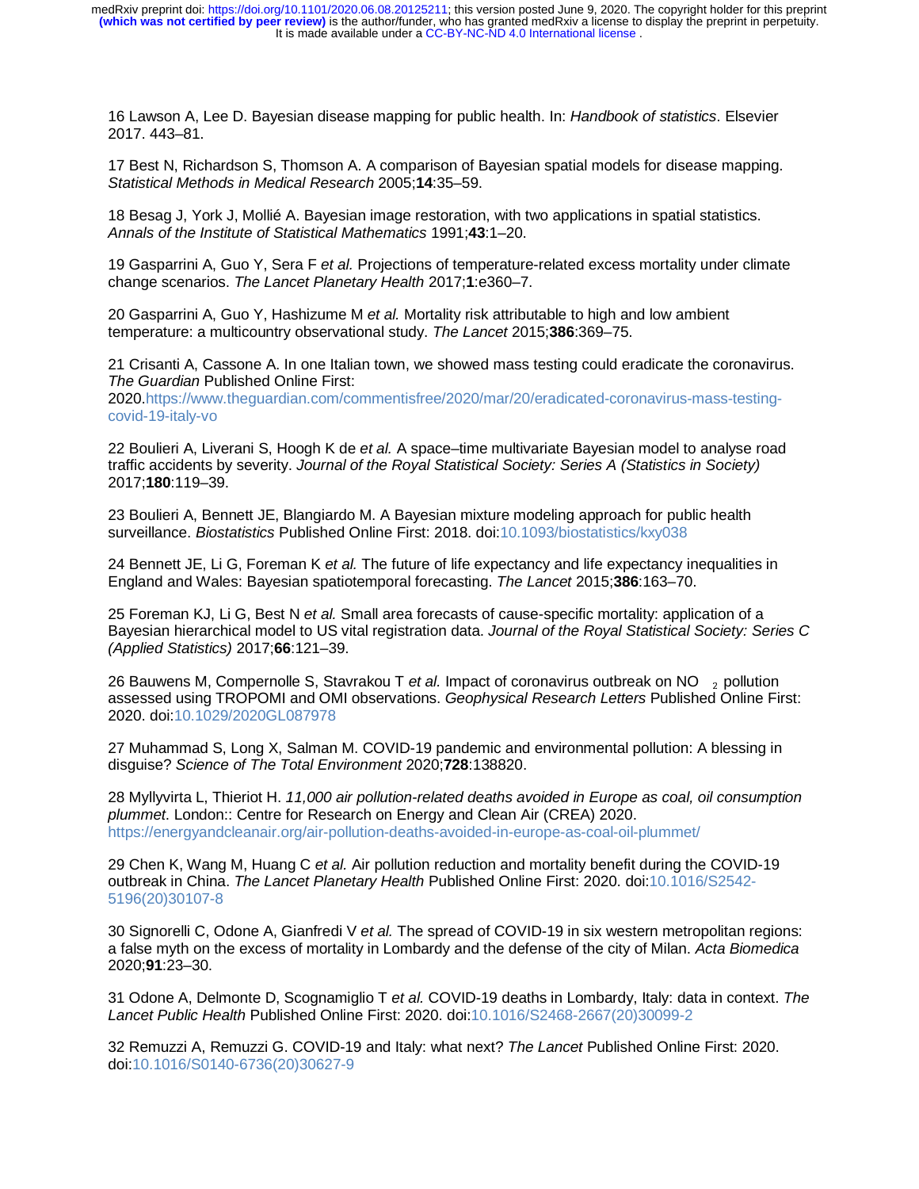16 Lawson A, Lee D. Bayesian disease mapping for public health. In: *Handbook of statistics*. Elsevier 2017. 443–81.

17 Best N, Richardson S, Thomson A. A comparison of Bayesian spatial models for disease mapping. *Statistical Methods in Medical Research* 2005;**14**:35–59.

18 Besag J, York J, Mollié A. Bayesian image restoration, with two applications in spatial statistics. *Annals of the Institute of Statistical Mathematics* 1991;**43**:1–20.

19 Gasparrini A, Guo Y, Sera F *et al.* Projections of temperature-related excess mortality under climate change scenarios. *The Lancet Planetary Health* 2017;**1**:e360–7.

20 Gasparrini A, Guo Y, Hashizume M *et al.* Mortality risk attributable to high and low ambient temperature: a multicountry observational study. *The Lancet* 2015;**386**:369–75.

21 Crisanti A, Cassone A. In one Italian town, we showed mass testing could eradicate the coronavirus. *The Guardian* Published Online First: 2020.https://www.theguardian.com/commentisfree/2020/mar/20/eradicated-coronavirus-mass-testing-covid-19-italy-vo

22 Boulieri A, Liverani S, Hoogh K de *et al.* A space–time multivariate Bayesian model to analyse road traffic accidents by severity. *Journal of the Royal Statistical Society: Series A (Statistics in Society)* 2017;**180**:119–39.

23 Boulieri A, Bennett JE, Blangiardo M. A Bayesian mixture modeling approach for public health surveillance. *Biostatistics* Published Online First: 2018. doi:10.1093/biostatistics/kxy038

24 Bennett JE, Li G, Foreman K *et al.* The future of life expectancy and life expectancy inequalities in England and Wales: Bayesian spatiotemporal forecasting. *The Lancet* 2015;**386**:163–70.

25 Foreman KJ, Li G, Best N *et al.* Small area forecasts of cause-specific mortality: application of a Bayesian hierarchical model to US vital registration data. *Journal of the Royal Statistical Society: Series C (Applied Statistics)* 2017;**66**:121–39.

26 Bauwens M, Compernolle S, Stavrakou T *et al.* Impact of coronavirus outbreak on $NO_2$ pollution assessed using TROPOMI and OMI observations. *Geophysical Research Letters* Published Online First: 2020. doi:10.1029/2020GL087978

27 Muhammad S, Long X, Salman M. COVID-19 pandemic and environmental pollution: A blessing in disguise? *Science of The Total Environment* 2020;**728**:138820.

28 Myllyvirta L, Thieriot H. *11,000 air pollution-related deaths avoided in Europe as coal, oil consumption plummet*. London:: Centre for Research on Energy and Clean Air (CREA) 2020. https://energyandcleanair.org/air-pollution-deaths-avoided-in-europe-as-coal-oil-plummet/

29 Chen K, Wang M, Huang C *et al.* Air pollution reduction and mortality benefit during the COVID-19 outbreak in China. *The Lancet Planetary Health* Published Online First: 2020. doi:10.1016/S2542-5196(20)30107-8

30 Signorelli C, Odone A, Gianfredi V *et al.* The spread of COVID-19 in six western metropolitan regions: a false myth on the excess of mortality in Lombardy and the defense of the city of Milan. *Acta Biomedica* 2020;**91**:23–30.

31 Odone A, Delmonte D, Scognamiglio T *et al.* COVID-19 deaths in Lombardy, Italy: data in context. *The Lancet Public Health* Published Online First: 2020. doi:10.1016/S2468-2667(20)30099-2

32 Remuzzi A, Remuzzi G. COVID-19 and Italy: what next? *The Lancet* Published Online First: 2020. doi:10.1016/S0140-6736(20)30627-9